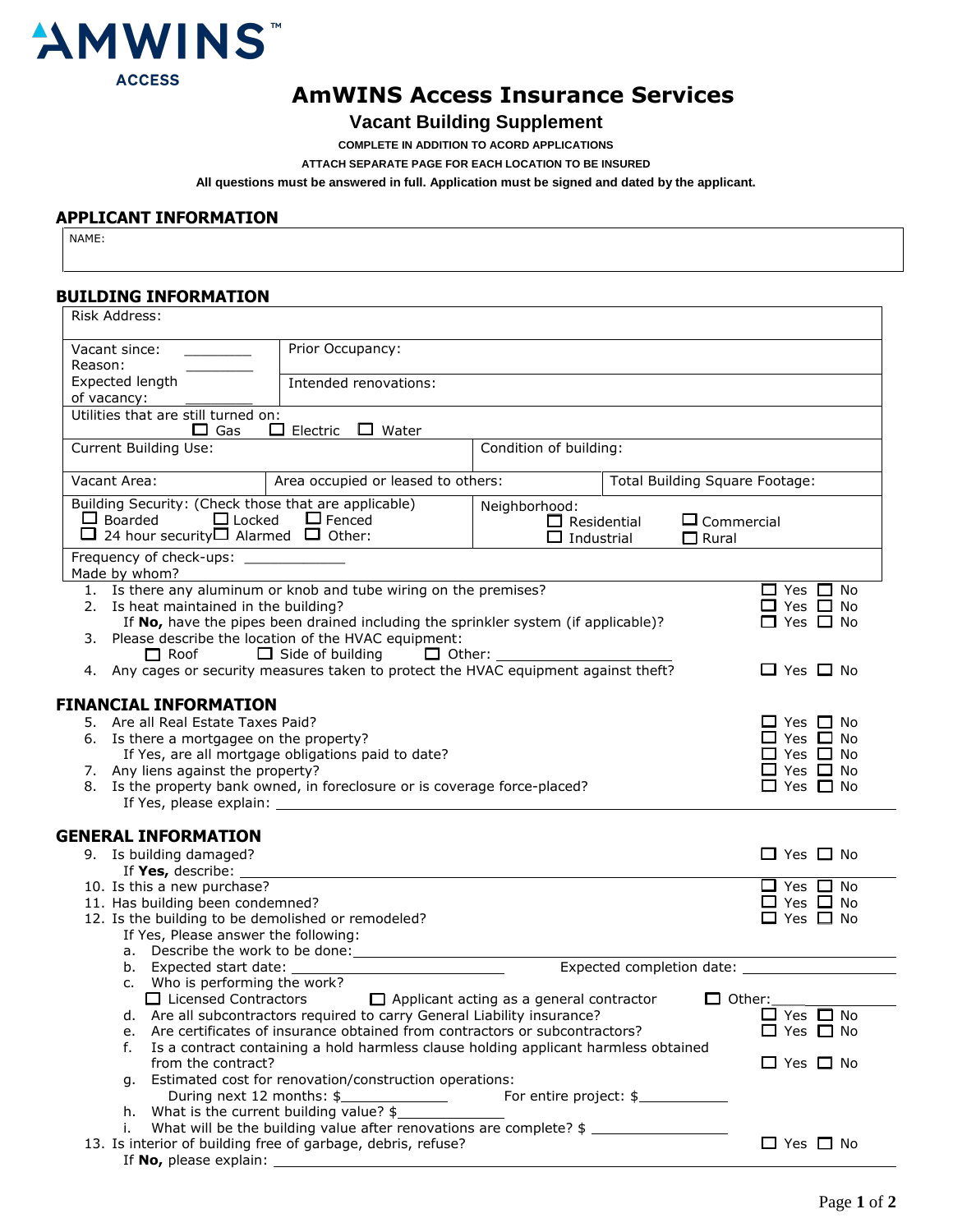AMWINS ACCESS

# AmWINS Access Insurance Services

## Vacant Building Supplement

**COMPLETE IN ADDITION TO ACORD APPLICATIONS**

**ATTACH SEPARATE PAGE FOR EACH LOCATION TO BE INSURED**

**All questions must be answered in full. Application must be signed and dated by the applicant.**

### APPLICANT INFORMATION

NAME:

### BUILDING INFORMATION

Risk Address:

| | |
|---|---|
| Vacant since: ________<br>Reason: ________ | Prior Occupancy: |
| Expected length of vacancy: ________ | Intended renovations: |

Utilities that are still turned on: ☐ Gas ☐ Electric ☐ Water

| | |
|---|---|
| Current Building Use: | Condition of building: |

| | | |
|---|---|---|
| Vacant Area: | Area occupied or leased to others: | Total Building Square Footage: |

| | |
|---|---|
| Building Security: (Check those that are applicable)<br>☐ Boarded ☐ Locked ☐ Fenced<br>☐ 24 hour security ☐ Alarmed ☐ Other: | Neighborhood:<br>☐ Residential ☐ Commercial<br>☐ Industrial ☐ Rural |

Frequency of check-ups: ____________
Made by whom?

1. Is there any aluminum or knob and tube wiring on the premises? ☐ Yes ☐ No
2. Is heat maintained in the building? ☐ Yes ☐ No
   If **No,** have the pipes been drained including the sprinkler system (if applicable)? ☐ Yes ☐ No
3. Please describe the location of the HVAC equipment:
   ☐ Roof ☐ Side of building ☐ Other: ____________
4. Any cages or security measures taken to protect the HVAC equipment against theft? ☐ Yes ☐ No

### FINANCIAL INFORMATION

5. Are all Real Estate Taxes Paid? ☐ Yes ☐ No
6. Is there a mortgage on the property? ☐ Yes ☐ No
   If Yes, are all mortgage obligations paid to date? ☐ Yes ☐ No
7. Any liens against the property? ☐ Yes ☐ No
8. Is the property bank owned, in foreclosure or is coverage force-placed? ☐ Yes ☐ No
   If Yes, please explain: ____________

### GENERAL INFORMATION

9. Is building damaged? ☐ Yes ☐ No
   If **Yes,** describe: ____________
10. Is this a new purchase? ☐ Yes ☐ No
11. Has building been condemned? ☐ Yes ☐ No
12. Is the building to be demolished or remodeled? ☐ Yes ☐ No
    If Yes, Please answer the following:
    a. Describe the work to be done: ____________
    b. Expected start date: ____________ Expected completion date: ____________
    c. Who is performing the work?
       ☐ Licensed Contractors ☐ Applicant acting as a general contractor ☐ Other: ____
    d. Are all subcontractors required to carry General Liability insurance? ☐ Yes ☐ No
    e. Are certificates of insurance obtained from contractors or subcontractors? ☐ Yes ☐ No
    f. Is a contract containing a hold harmless clause holding applicant harmless obtained from the contract? ☐ Yes ☐ No
    g. Estimated cost for renovation/construction operations:
       During next 12 months: $____________ For entire project: $____________
    h. What is the current building value? $____________
    i. What will be the building value after renovations are complete? $ ____________
13. Is interior of building free of garbage, debris, refuse? ☐ Yes ☐ No
    If **No,** please explain: ____________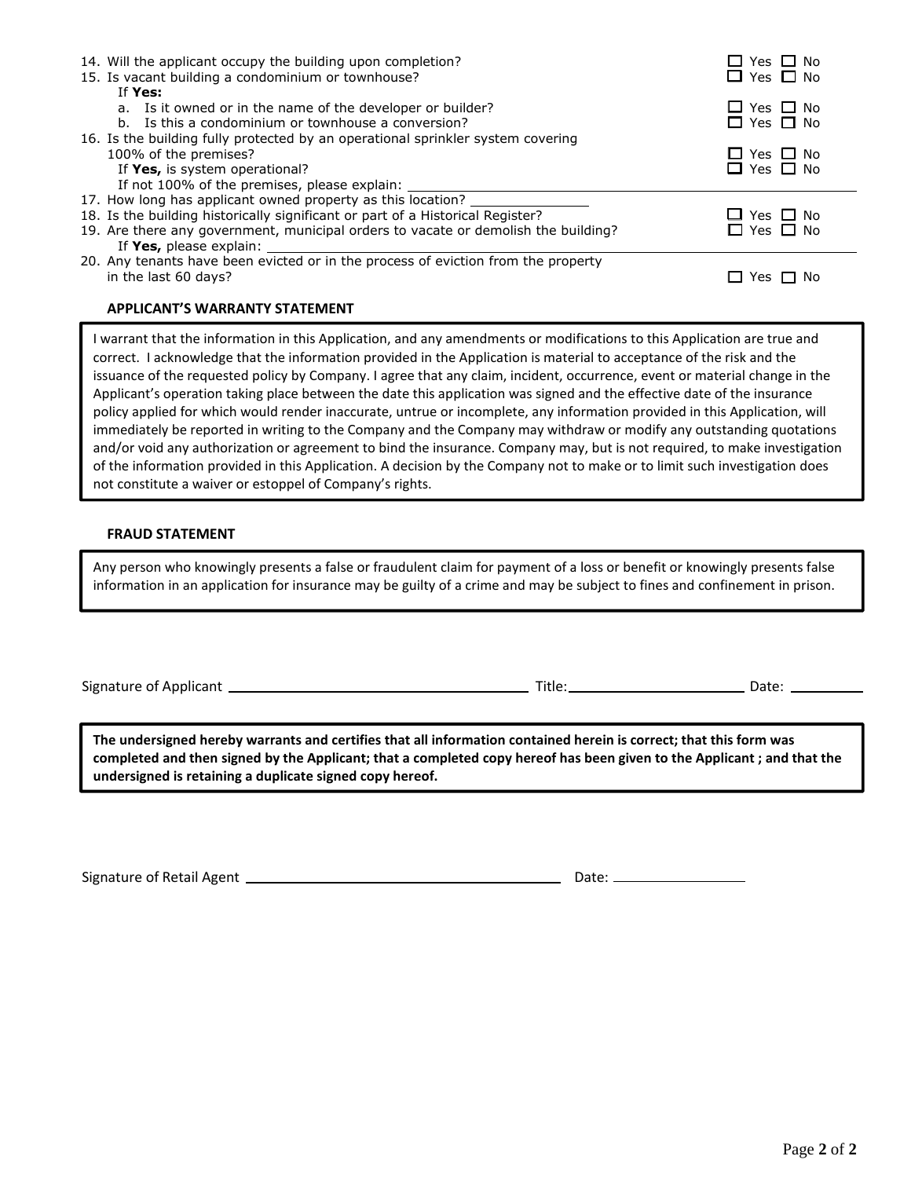14. Will the applicant occupy the building upon completion? ☐ Yes ☐ No
15. Is vacant building a condominium or townhouse? ☐ Yes ☐ No
    If **Yes:**
    a. Is it owned or in the name of the developer or builder? ☐ Yes ☐ No
    b. Is this a condominium or townhouse a conversion? ☐ Yes ☐ No
16. Is the building fully protected by an operational sprinkler system covering 100% of the premises? ☐ Yes ☐ No
    If **Yes,** is system operational? ☐ Yes ☐ No
    If not 100% of the premises, please explain: ______________________________
17. How long has applicant owned property as this location? ________________
18. Is the building historically significant or part of a Historical Register? ☐ Yes ☐ No
19. Are there any government, municipal orders to vacate or demolish the building? ☐ Yes ☐ No
    If **Yes,** please explain: ______________________________
20. Any tenants have been evicted or in the process of eviction from the property in the last 60 days? ☐ Yes ☐ No

### APPLICANT'S WARRANTY STATEMENT

I warrant that the information in this Application, and any amendments or modifications to this Application are true and correct. I acknowledge that the information provided in the Application is material to acceptance of the risk and the issuance of the requested policy by Company. I agree that any claim, incident, occurrence, event or material change in the Applicant's operation taking place between the date this application was signed and the effective date of the insurance policy applied for which would render inaccurate, untrue or incomplete, any information provided in this Application, will immediately be reported in writing to the Company and the Company may withdraw or modify any outstanding quotations and/or void any authorization or agreement to bind the insurance. Company may, but is not required, to make investigation of the information provided in this Application. A decision by the Company not to make or to limit such investigation does not constitute a waiver or estoppel of Company's rights.

### FRAUD STATEMENT

Any person who knowingly presents a false or fraudulent claim for payment of a loss or benefit or knowingly presents false information in an application for insurance may be guilty of a crime and may be subject to fines and confinement in prison.

Signature of Applicant ______________________________ Title: ____________________ Date: __________

**The undersigned hereby warrants and certifies that all information contained herein is correct; that this form was completed and then signed by the Applicant; that a completed copy hereof has been given to the Applicant ; and that the undersigned is retaining a duplicate signed copy hereof.**

Signature of Retail Agent ______________________________ Date: ________________